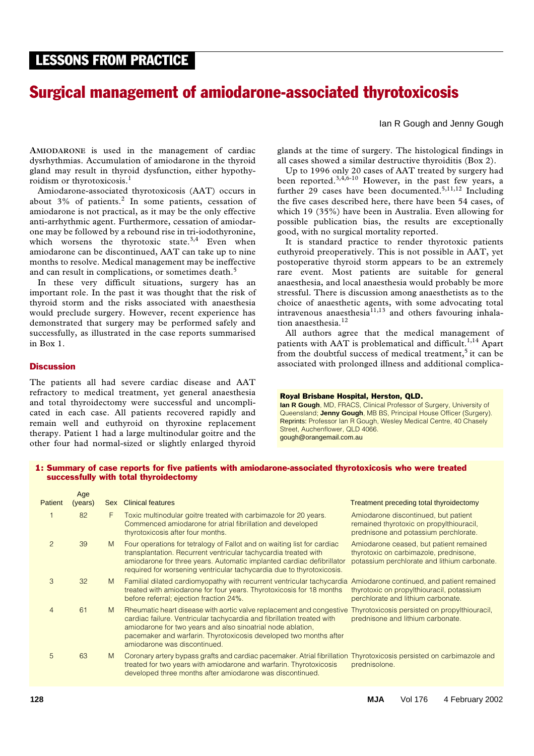## LESSONS FROM PRACTICE

# Surgical management of amiodarone-associated thyrotoxicosis

Ian R Gough and Jenny Gough

**AMIODARONE** is used in the management of cardiac dysrhythmias. Accumulation of amiodarone in the thyroid gland may result in thyroid dysfunction, either hypothyroidism or thyrotoxicosis.[1]

Amiodarone-associated thyrotoxicosis (AAT) occurs in about 3% of patients.[2] In some patients, cessation of amiodarone is not practical, as it may be the only effective anti-arrhythmic agent. Furthermore, cessation of amiodarone may be followed by a rebound rise in tri-iodothyronine, which worsens the thyrotoxic state.[3,4] Even when amiodarone can be discontinued, AAT can take up to nine months to resolve. Medical management may be ineffective and can result in complications, or sometimes death.[5]

In these very difficult situations, surgery has an important role. In the past it was thought that the risk of thyroid storm and the risks associated with anaesthesia would preclude surgery. However, recent experience has demonstrated that surgery may be performed safely and successfully, as illustrated in the case reports summarised in Box 1.

### Discussion

The patients all had severe cardiac disease and AAT refractory to medical treatment, yet general anaesthesia and total thyroidectomy were successful and uncomplicated in each case. All patients recovered rapidly and remain well and euthyroid on thyroxine replacement therapy. Patient 1 had a large multinodular goitre and the other four had normal-sized or slightly enlarged thyroid glands at the time of surgery. The histological findings in all cases showed a similar destructive thyroiditis (Box 2).

Up to 1996 only 20 cases of AAT treated by surgery had been reported.[3,4,6-10] However, in the past few years, a further 29 cases have been documented.[5,11,12] Including the five cases described here, there have been 54 cases, of which 19 (35%) have been in Australia. Even allowing for possible publication bias, the results are exceptionally good, with no surgical mortality reported.

It is standard practice to render thyrotoxic patients euthyroid preoperatively. This is not possible in AAT, yet postoperative thyroid storm appears to be an extremely rare event. Most patients are suitable for general anaesthesia, and local anaesthesia would probably be more stressful. There is discussion among anaesthetists as to the choice of anaesthetic agents, with some advocating total intravenous anaesthesia[11,13] and others favouring inhalation anaesthesia.[12]

All authors agree that the medical management of patients with AAT is problematical and difficult.[1,14] Apart from the doubtful success of medical treatment,[5] it can be associated with prolonged illness and additional complica-

**Royal Brisbane Hospital, Herston, QLD.**
**Ian R Gough**, MD, FRACS, Clinical Professor of Surgery, University of Queensland; **Jenny Gough**, MB BS, Principal House Officer (Surgery).
Reprints: Professor Ian R Gough, Wesley Medical Centre, 40 Chasely Street, Auchenflower, QLD 4066.
gough@orangemail.com.au

**1: Summary of case reports for five patients with amiodarone-associated thyrotoxicosis who were treated successfully with total thyroidectomy**

| Patient | Age (years) | Sex | Clinical features | Treatment preceding total thyroidectomy |
|---|---|---|---|---|
| 1 | 82 | F | Toxic multinodular goitre treated with carbimazole for 20 years. Commenced amiodarone for atrial fibrillation and developed thyrotoxicosis after four months. | Amiodarone discontinued, but patient remained thyrotoxic on propylthiouracil, prednisone and potassium perchlorate. |
| 2 | 39 | M | Four operations for tetralogy of Fallot and on waiting list for cardiac transplantation. Recurrent ventricular tachycardia treated with amiodarone for three years. Automatic implanted cardiac defibrillator required for worsening ventricular tachycardia due to thyrotoxicosis. | Amiodarone ceased, but patient remained thyrotoxic on carbimazole, prednisone, potassium perchlorate and lithium carbonate. |
| 3 | 32 | M | Familial dilated cardiomyopathy with recurrent ventricular tachycardia treated with amiodarone for four years. Thyrotoxicosis for 18 months before referral; ejection fraction 24%. | Amiodarone continued, and patient remained thyrotoxic on propylthiouracil, potassium perchlorate and lithium carbonate. |
| 4 | 61 | M | Rheumatic heart disease with aortic valve replacement and congestive cardiac failure. Ventricular tachycardia and fibrillation treated with amiodarone for two years and also sinoatrial node ablation, pacemaker and warfarin. Thyrotoxicosis developed two months after amiodarone was discontinued. | Thyrotoxicosis persisted on propylthiouracil, prednisone and lithium carbonate. |
| 5 | 63 | M | Coronary artery bypass grafts and cardiac pacemaker. Atrial fibrillation treated for two years with amiodarone and warfarin. Thyrotoxicosis developed three months after amiodarone was discontinued. | Thyrotoxicosis persisted on carbimazole and prednisolone. |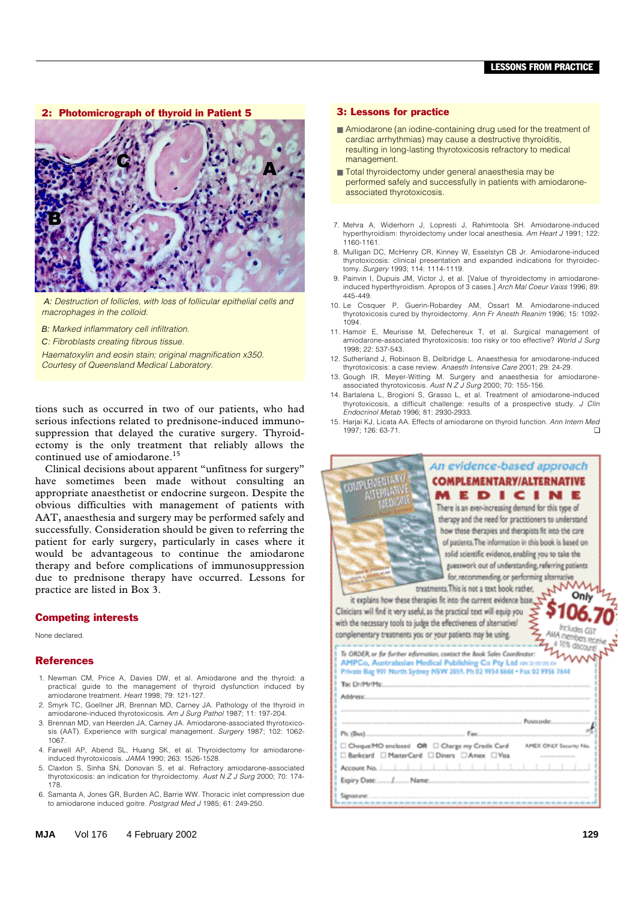## 2: Photomicrograph of thyroid in Patient 5

*A: Destruction of follicles, with loss of follicular epithelial cells and macrophages in the colloid.*

*B: Marked inflammatory cell infiltration.*

*C: Fibroblasts creating fibrous tissue.*

*Haematoxylin and eosin stain; original magnification x350. Courtesy of Queensland Medical Laboratory.*

tions such as occurred in two of our patients, who had serious infections related to prednisone-induced immunosuppression that delayed the curative surgery. Thyroidectomy is the only treatment that reliably allows the continued use of amiodarone.[15]

Clinical decisions about apparent "unfitness for surgery" have sometimes been made without consulting an appropriate anaesthetist or endocrine surgeon. Despite the obvious difficulties with management of patients with AAT, anaesthesia and surgery may be performed safely and successfully. Consideration should be given to referring the patient for early surgery, particularly in cases where it would be advantageous to continue the amiodarone therapy and before complications of immunosuppression due to prednisone therapy have occurred. Lessons for practice are listed in Box 3.

## Competing interests

None declared.

## References

1. Newman CM, Price A, Davies DW, et al. Amiodarone and the thyroid: a practical guide to the management of thyroid dysfunction induced by amiodarone treatment. *Heart* 1998; 79: 121-127.
2. Smyrk TC, Goellner JR, Brennan MD, Carney JA. Pathology of the thyroid in amiodarone-induced thyrotoxicosis. *Am J Surg Pathol* 1987; 11: 197-204.
3. Brennan MD, van Heerden JA, Carney JA. Amiodarone-associated thyrotoxicosis (AAT). Experience with surgical management. *Surgery* 1987; 102: 1062-1067.
4. Farwell AP, Abend SL, Huang SK, et al. Thyroidectomy for amiodarone-induced thyrotoxicosis. *JAMA* 1990; 263: 1526-1528.
5. Claxton S, Sinha SN, Donovan S, et al. Refractory amiodarone-associated thyrotoxicosis: an indication for thyroidectomy. *Aust N Z J Surg* 2000; 70: 174-178.
6. Samanta A, Jones GR, Burden AC, Barrie WW. Thoracic inlet compression due to amiodarone induced goitre. *Postgrad Med J* 1985; 61: 249-250.
7. Mehra A, Widerhorn J, Lopresti J, Rahimtoola SH. Amiodarone-induced hyperthyroidism: thyroidectomy under local anesthesia. *Am Heart J* 1991; 122: 1160-1161.
8. Mulligan DC, McHenry CR, Kinney W, Esselstyn CB Jr. Amiodarone-induced thyrotoxicosis: clinical presentation and expanded indications for thyroidectomy. *Surgery* 1993; 114: 1114-1119.
9. Painvin I, Dupuis JM, Victor J, et al. [Value of thyroidectomy in amiodarone-induced hyperthyroidism. Apropos of 3 cases.] *Arch Mal Coeur Vaiss* 1996; 89: 445-449.
10. Le Cosquer P, Guerin-Robardey AM, Ossart M. Amiodarone-induced thyrotoxicosis cured by thyroidectomy. *Ann Fr Anesth Reanim* 1996; 15: 1092-1094.
11. Hamoir E, Meurisse M, Defechereux T, et al. Surgical management of amiodarone-associated thyrotoxicosis: too risky or too effective? *World J Surg* 1998; 22: 537-543.
12. Sutherland J, Robinson B, Delbridge L. Anaesthesia for amiodarone-induced thyrotoxicosis: a case review. *Anaesth Intensive Care* 2001; 29: 24-29.
13. Gough IR, Meyer-Witting M. Surgery and anaesthesia for amiodarone-associated thyrotoxicosis. *Aust N Z J Surg* 2000; 70: 155-156.
14. Bartalena L, Brogioni S, Grasso L, et al. Treatment of amiodarone-induced thyrotoxicosis, a difficult challenge: results of a prospective study. *J Clin Endocrinol Metab* 1996; 81: 2930-2933.
15. Harjai KJ, Licata AA. Effects of amiodarone on thyroid function. *Ann Intern Med* 1997; 126: 63-71.

## 3: Lessons for practice

- Amiodarone (an iodine-containing drug used for the treatment of cardiac arrhythmias) may cause a destructive thyroiditis, resulting in long-lasting thyrotoxicosis refractory to medical management.
- Total thyroidectomy under general anaesthesia may be performed safely and successfully in patients with amiodarone-associated thyrotoxicosis.

*An evidence-based approach*

**COMPLEMENTARY/ALTERNATIVE MEDICINE**

There is an ever-increasing demand for this type of therapy and the need for practitioners to understand how these therapies and therapists fit into the care of patients. The information in this book is based on solid scientific evidence, enabling you to take the guesswork out of understanding, referring patients for, recommending or performing alternative treatments. This is not a text book rather, it explains how these therapies fit into the current evidence base. Clinicians will find it very useful, as the practical text will equip you with the necessary tools to judge the effectiveness of alternative/complementary treatments you or your patients may be using.

Only **$106.70** Includes GST. AMA members receive a 10% discount

To ORDER or for further information, contact the Book Sales Coordinator: AMPCo, Australasian Medical Publishing Co Pty Ltd ABN 33 001 005 454 Private Bag 901 North Sydney NSW 2059. Ph 02 9954 8666 • Fax 02 9956 7644

To: Dr/Mr/Ms:

Address:

Postcode:

Ph: (Bus) Fax:

☐ Cheque/MO enclosed OR ☐ Charge my Credit Card AMEX ONLY Security No.

☐ Bankcard ☐ MasterCard ☐ Diners ☐ Amex ☐ Visa

Account No.

Expiry Date: / Name:

Signature: